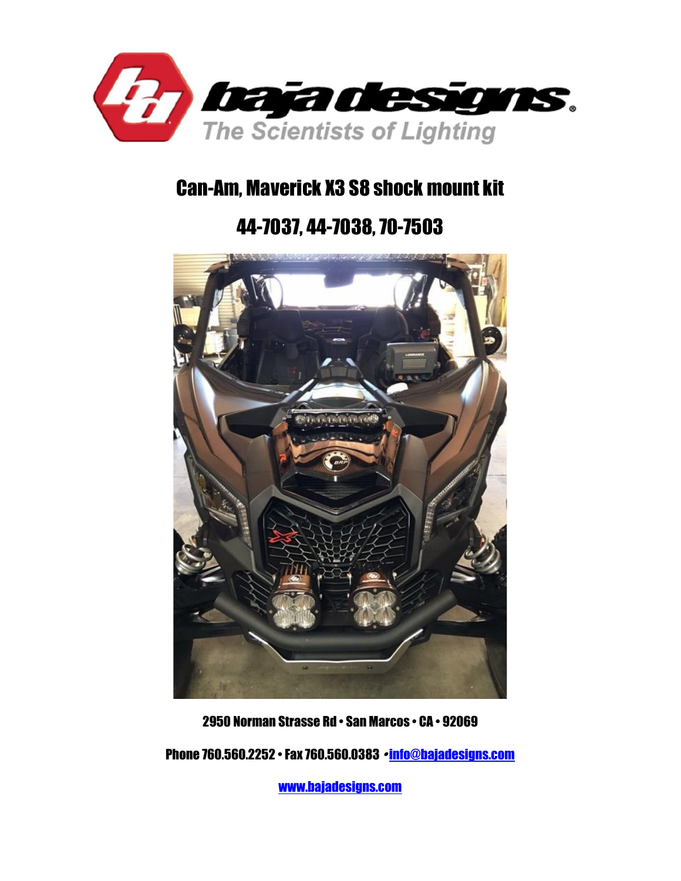baja designs
The Scientists of Lighting

# Can-Am, Maverick X3 S8 shock mount kit

# 44-7037, 44-7038, 70-7503

2950 Norman Strasse Rd • San Marcos • CA • 92069

Phone 760.560.2252 • Fax 760.560.0383 • info@bajadesigns.com

www.bajadesigns.com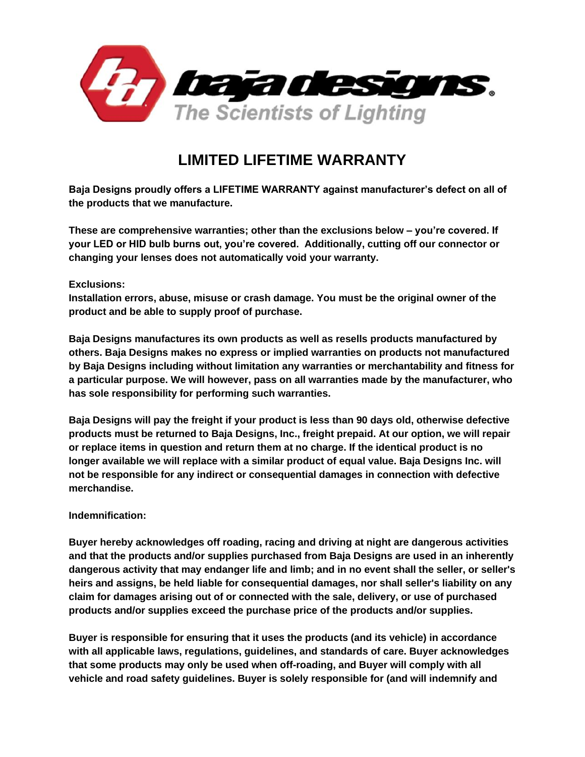# LIMITED LIFETIME WARRANTY

**Baja Designs proudly offers a LIFETIME WARRANTY against manufacturer's defect on all of the products that we manufacture.**

**These are comprehensive warranties; other than the exclusions below – you're covered. If your LED or HID bulb burns out, you're covered. Additionally, cutting off our connector or changing your lenses does not automatically void your warranty.**

**Exclusions:**
**Installation errors, abuse, misuse or crash damage. You must be the original owner of the product and be able to supply proof of purchase.**

**Baja Designs manufactures its own products as well as resells products manufactured by others. Baja Designs makes no express or implied warranties on products not manufactured by Baja Designs including without limitation any warranties or merchantability and fitness for a particular purpose. We will however, pass on all warranties made by the manufacturer, who has sole responsibility for performing such warranties.**

**Baja Designs will pay the freight if your product is less than 90 days old, otherwise defective products must be returned to Baja Designs, Inc., freight prepaid. At our option, we will repair or replace items in question and return them at no charge. If the identical product is no longer available we will replace with a similar product of equal value. Baja Designs Inc. will not be responsible for any indirect or consequential damages in connection with defective merchandise.**

**Indemnification:**

**Buyer hereby acknowledges off roading, racing and driving at night are dangerous activities and that the products and/or supplies purchased from Baja Designs are used in an inherently dangerous activity that may endanger life and limb; and in no event shall the seller, or seller's heirs and assigns, be held liable for consequential damages, nor shall seller's liability on any claim for damages arising out of or connected with the sale, delivery, or use of purchased products and/or supplies exceed the purchase price of the products and/or supplies.**

**Buyer is responsible for ensuring that it uses the products (and its vehicle) in accordance with all applicable laws, regulations, guidelines, and standards of care. Buyer acknowledges that some products may only be used when off-roading, and Buyer will comply with all vehicle and road safety guidelines. Buyer is solely responsible for (and will indemnify and**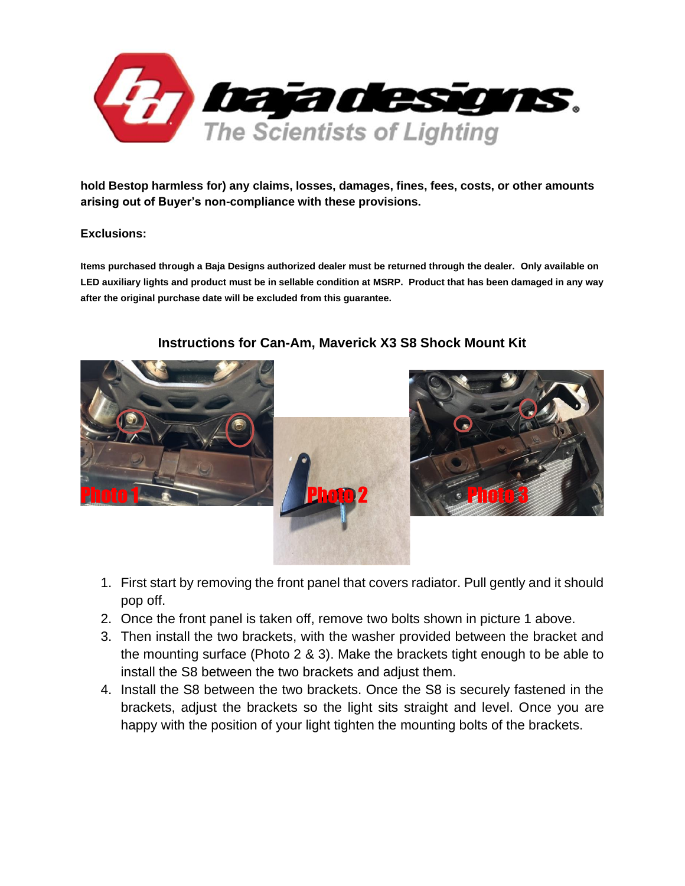**hold Bestop harmless for) any claims, losses, damages, fines, fees, costs, or other amounts arising out of Buyer's non-compliance with these provisions.**

**Exclusions:**

**Items purchased through a Baja Designs authorized dealer must be returned through the dealer. Only available on LED auxiliary lights and product must be in sellable condition at MSRP. Product that has been damaged in any way after the original purchase date will be excluded from this guarantee.**

## Instructions for Can-Am, Maverick X3 S8 Shock Mount Kit

Photo 1

Photo 2

Photo 3

1. First start by removing the front panel that covers radiator. Pull gently and it should pop off.
2. Once the front panel is taken off, remove two bolts shown in picture 1 above.
3. Then install the two brackets, with the washer provided between the bracket and the mounting surface (Photo 2 & 3). Make the brackets tight enough to be able to install the S8 between the two brackets and adjust them.
4. Install the S8 between the two brackets. Once the S8 is securely fastened in the brackets, adjust the brackets so the light sits straight and level. Once you are happy with the position of your light tighten the mounting bolts of the brackets.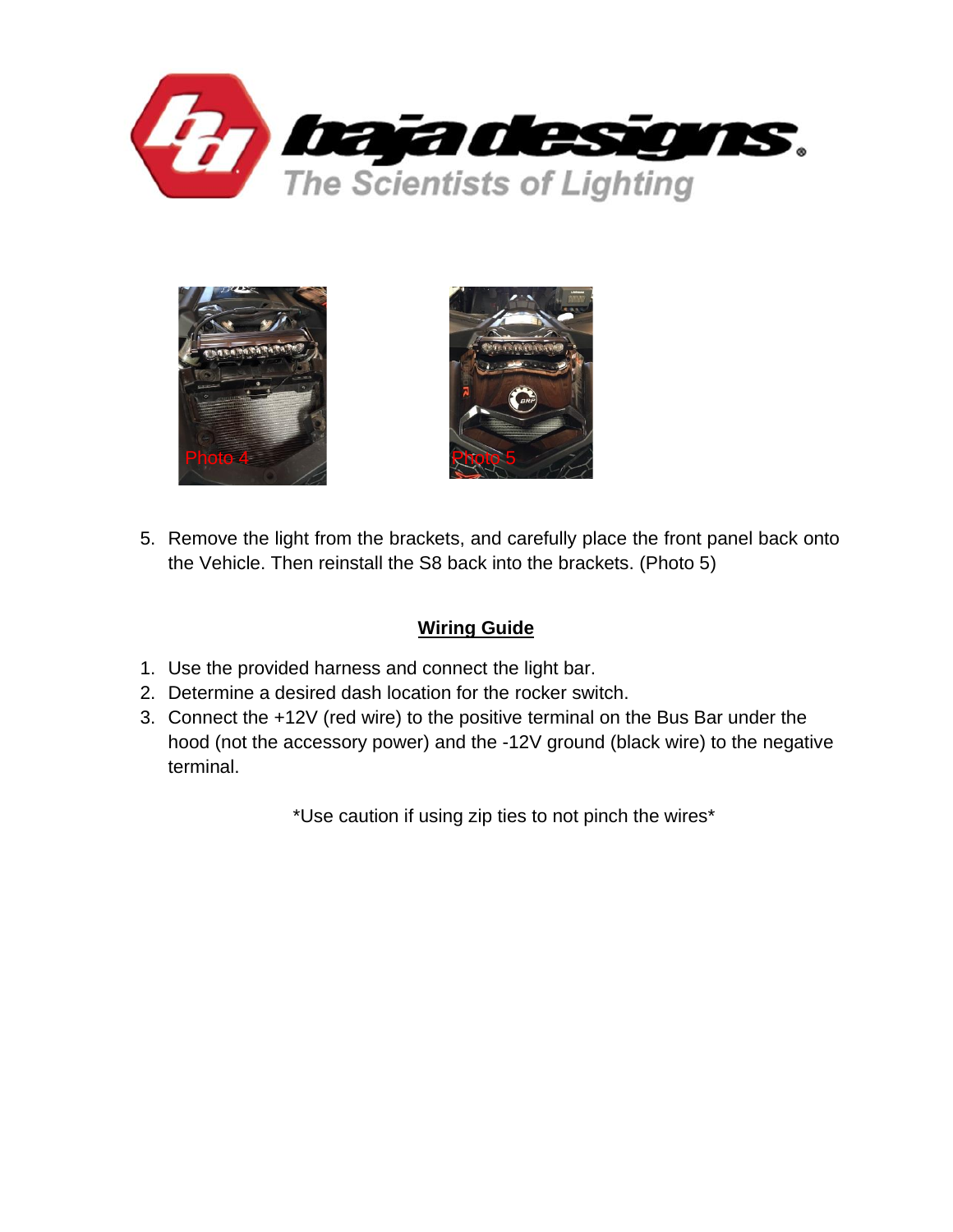5. Remove the light from the brackets, and carefully place the front panel back onto the Vehicle. Then reinstall the S8 back into the brackets. (Photo 5)

## Wiring Guide

1. Use the provided harness and connect the light bar.
2. Determine a desired dash location for the rocker switch.
3. Connect the +12V (red wire) to the positive terminal on the Bus Bar under the hood (not the accessory power) and the -12V ground (black wire) to the negative terminal.

*Use caution if using zip ties to not pinch the wires*